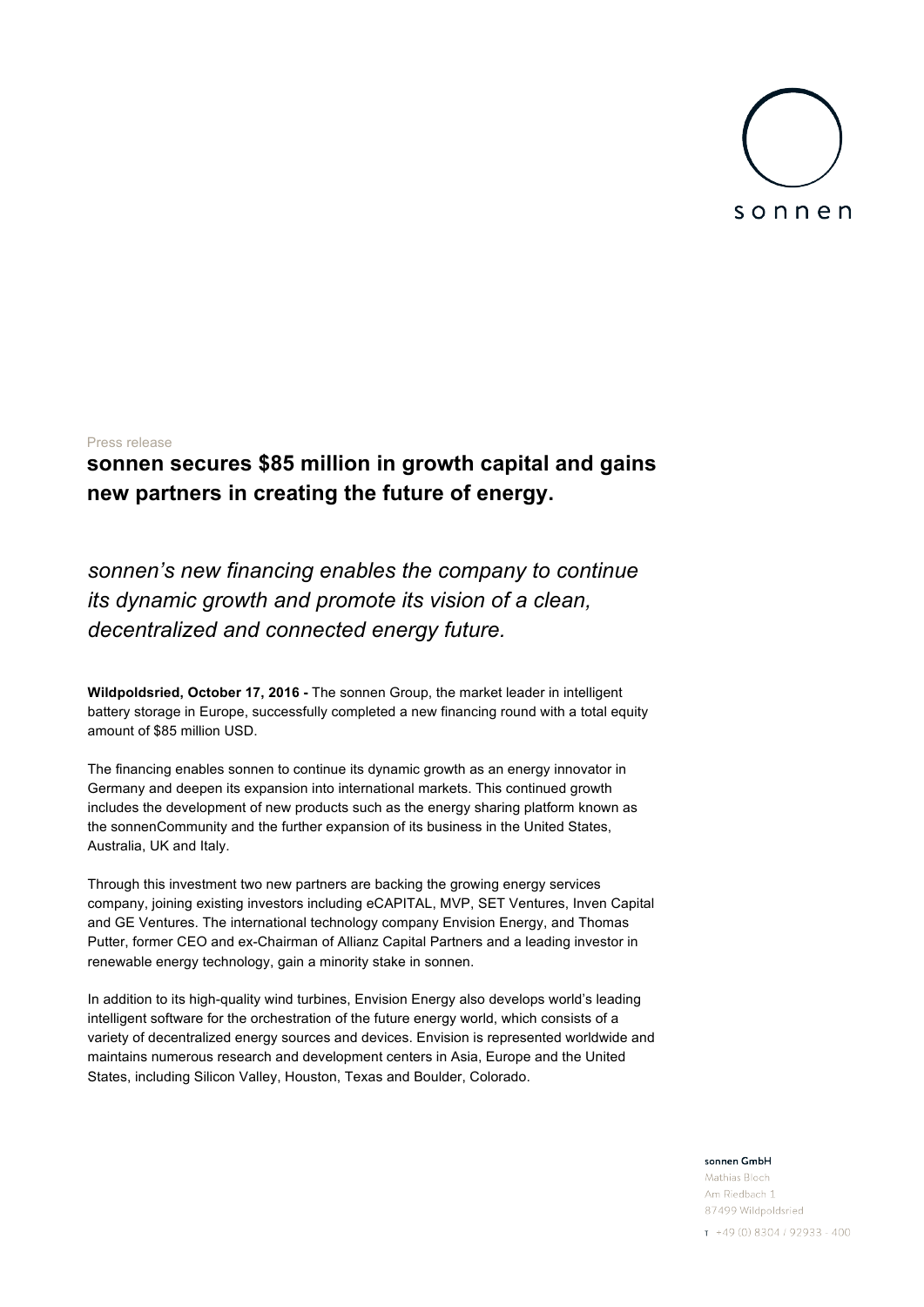sonnen

Press release

# sonnen secures $85 million in growth capital and gains new partners in creating the future of energy.

*sonnen's new financing enables the company to continue its dynamic growth and promote its vision of a clean, decentralized and connected energy future.*

**Wildpoldsried, October 17, 2016 -** The sonnen Group, the market leader in intelligent battery storage in Europe, successfully completed a new financing round with a total equity amount of $85 million USD.

The financing enables sonnen to continue its dynamic growth as an energy innovator in Germany and deepen its expansion into international markets. This continued growth includes the development of new products such as the energy sharing platform known as the sonnenCommunity and the further expansion of its business in the United States, Australia, UK and Italy.

Through this investment two new partners are backing the growing energy services company, joining existing investors including eCAPITAL, MVP, SET Ventures, Inven Capital and GE Ventures. The international technology company Envision Energy, and Thomas Putter, former CEO and ex-Chairman of Allianz Capital Partners and a leading investor in renewable energy technology, gain a minority stake in sonnen.

In addition to its high-quality wind turbines, Envision Energy also develops world's leading intelligent software for the orchestration of the future energy world, which consists of a variety of decentralized energy sources and devices. Envision is represented worldwide and maintains numerous research and development centers in Asia, Europe and the United States, including Silicon Valley, Houston, Texas and Boulder, Colorado.

sonnen GmbH
Mathias Bloch
Am Riedbach 1
87499 Wildpoldsried
T +49 (0) 8304 / 92933 - 400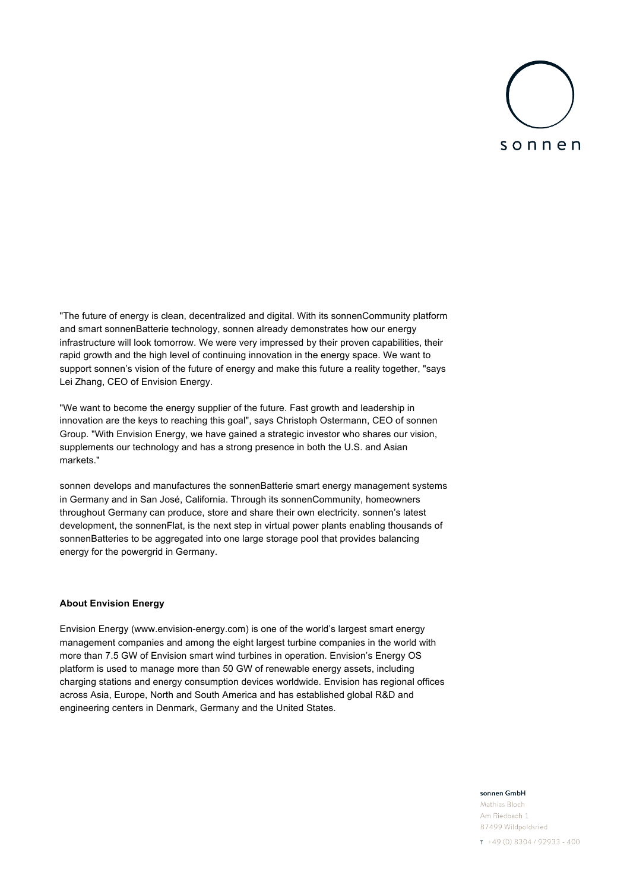"The future of energy is clean, decentralized and digital. With its sonnenCommunity platform and smart sonnenBatterie technology, sonnen already demonstrates how our energy infrastructure will look tomorrow. We were very impressed by their proven capabilities, their rapid growth and the high level of continuing innovation in the energy space. We want to support sonnen's vision of the future of energy and make this future a reality together, "says Lei Zhang, CEO of Envision Energy.

"We want to become the energy supplier of the future. Fast growth and leadership in innovation are the keys to reaching this goal", says Christoph Ostermann, CEO of sonnen Group. "With Envision Energy, we have gained a strategic investor who shares our vision, supplements our technology and has a strong presence in both the U.S. and Asian markets."

sonnen develops and manufactures the sonnenBatterie smart energy management systems in Germany and in San José, California. Through its sonnenCommunity, homeowners throughout Germany can produce, store and share their own electricity. sonnen's latest development, the sonnenFlat, is the next step in virtual power plants enabling thousands of sonnenBatteries to be aggregated into one large storage pool that provides balancing energy for the powergrid in Germany.

**About Envision Energy**

Envision Energy (www.envision-energy.com) is one of the world's largest smart energy management companies and among the eight largest turbine companies in the world with more than 7.5 GW of Envision smart wind turbines in operation. Envision's Energy OS platform is used to manage more than 50 GW of renewable energy assets, including charging stations and energy consumption devices worldwide. Envision has regional offices across Asia, Europe, North and South America and has established global R&D and engineering centers in Denmark, Germany and the United States.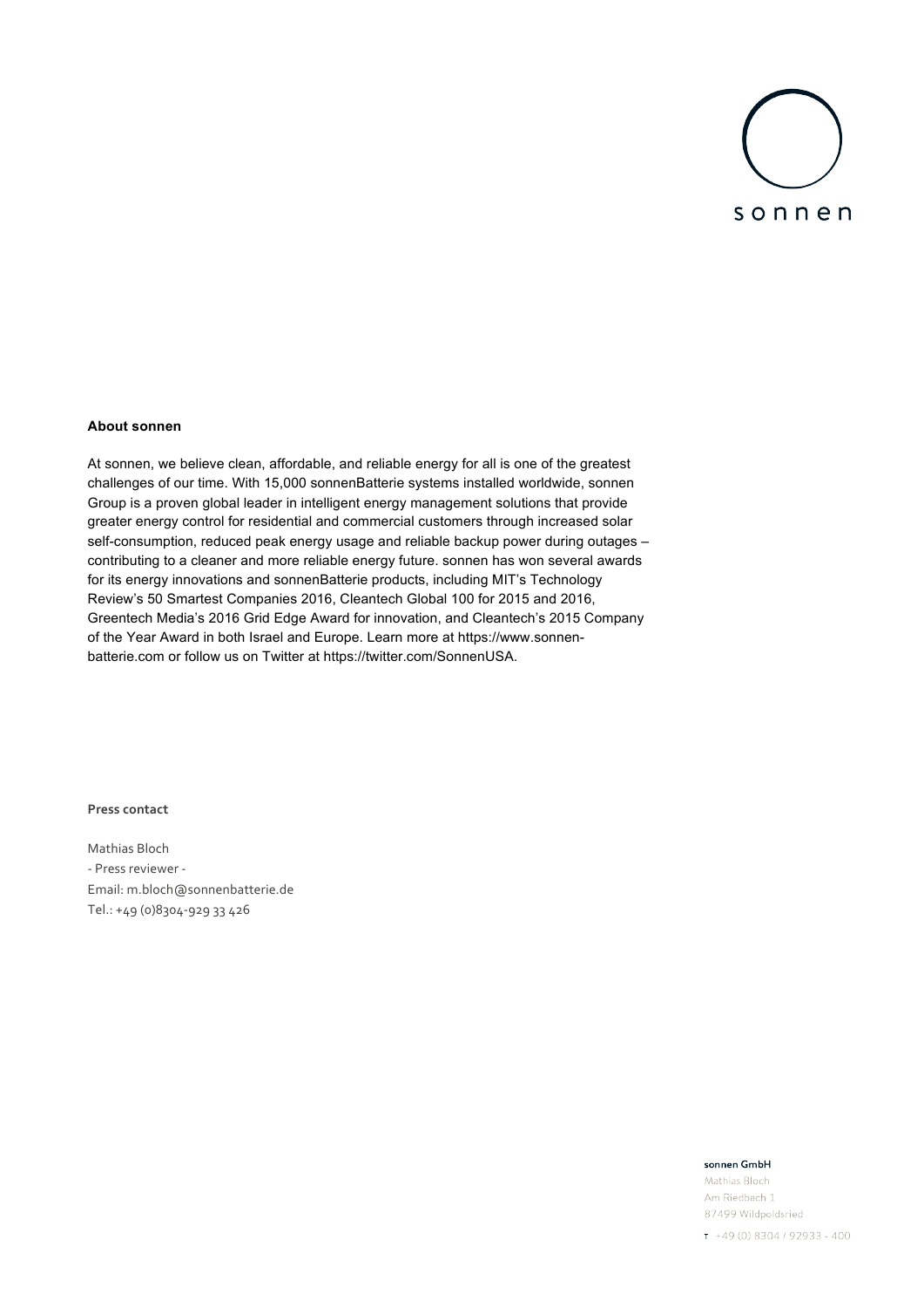**About sonnen**

At sonnen, we believe clean, affordable, and reliable energy for all is one of the greatest challenges of our time. With 15,000 sonnenBatterie systems installed worldwide, sonnen Group is a proven global leader in intelligent energy management solutions that provide greater energy control for residential and commercial customers through increased solar self-consumption, reduced peak energy usage and reliable backup power during outages – contributing to a cleaner and more reliable energy future. sonnen has won several awards for its energy innovations and sonnenBatterie products, including MIT's Technology Review's 50 Smartest Companies 2016, Cleantech Global 100 for 2015 and 2016, Greentech Media's 2016 Grid Edge Award for innovation, and Cleantech's 2015 Company of the Year Award in both Israel and Europe. Learn more at https://www.sonnen-batterie.com or follow us on Twitter at https://twitter.com/SonnenUSA.

**Press contact**

Mathias Bloch
- Press reviewer -
Email: m.bloch@sonnenbatterie.de
Tel.: +49 (0)8304-929 33 426

sonnen GmbH
Mathias Bloch
Am Riedbach 1
87499 Wildpoldsried
T +49 (0) 8304 / 92933 - 400